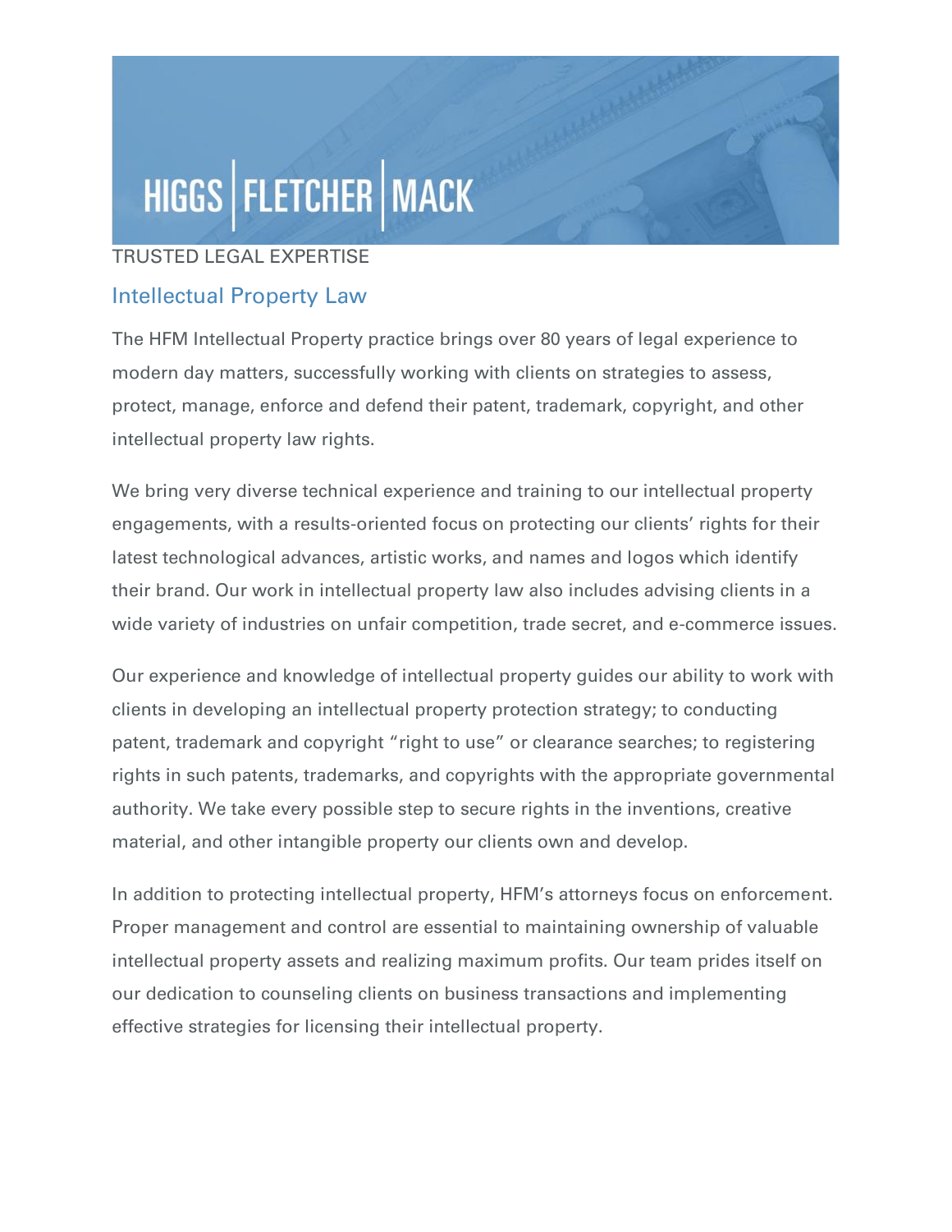HIGGS | FLETCHER | MACK

TRUSTED LEGAL EXPERTISE

## Intellectual Property Law

The HFM Intellectual Property practice brings over 80 years of legal experience to modern day matters, successfully working with clients on strategies to assess, protect, manage, enforce and defend their patent, trademark, copyright, and other intellectual property law rights.

We bring very diverse technical experience and training to our intellectual property engagements, with a results-oriented focus on protecting our clients' rights for their latest technological advances, artistic works, and names and logos which identify their brand. Our work in intellectual property law also includes advising clients in a wide variety of industries on unfair competition, trade secret, and e-commerce issues.

Our experience and knowledge of intellectual property guides our ability to work with clients in developing an intellectual property protection strategy; to conducting patent, trademark and copyright "right to use" or clearance searches; to registering rights in such patents, trademarks, and copyrights with the appropriate governmental authority. We take every possible step to secure rights in the inventions, creative material, and other intangible property our clients own and develop.

In addition to protecting intellectual property, HFM's attorneys focus on enforcement. Proper management and control are essential to maintaining ownership of valuable intellectual property assets and realizing maximum profits. Our team prides itself on our dedication to counseling clients on business transactions and implementing effective strategies for licensing their intellectual property.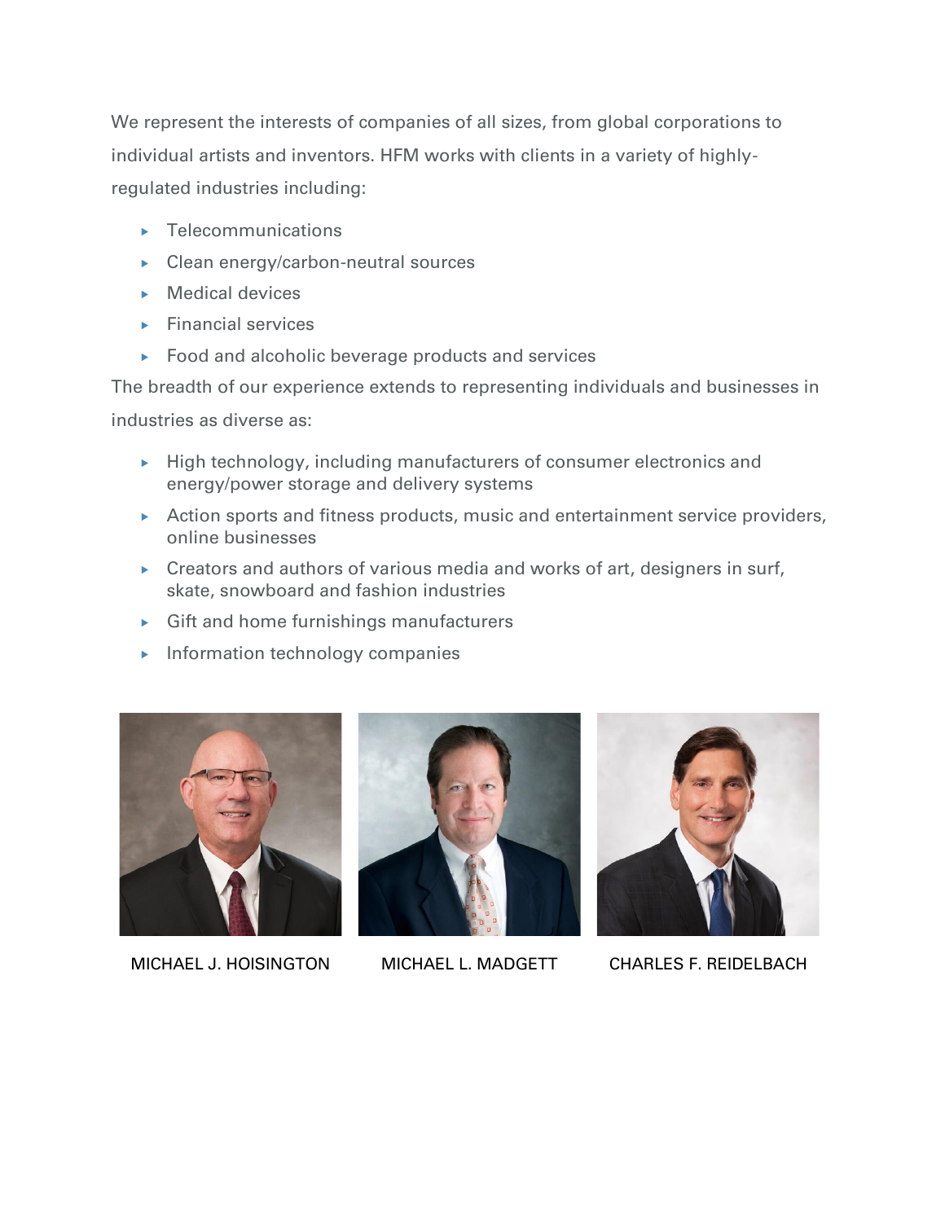We represent the interests of companies of all sizes, from global corporations to individual artists and inventors. HFM works with clients in a variety of highly-regulated industries including:

- Telecommunications
- Clean energy/carbon-neutral sources
- Medical devices
- Financial services
- Food and alcoholic beverage products and services

The breadth of our experience extends to representing individuals and businesses in industries as diverse as:

- High technology, including manufacturers of consumer electronics and energy/power storage and delivery systems
- Action sports and fitness products, music and entertainment service providers, online businesses
- Creators and authors of various media and works of art, designers in surf, skate, snowboard and fashion industries
- Gift and home furnishings manufacturers
- Information technology companies

MICHAEL J. HOISINGTON

MICHAEL L. MADGETT

CHARLES F. REIDELBACH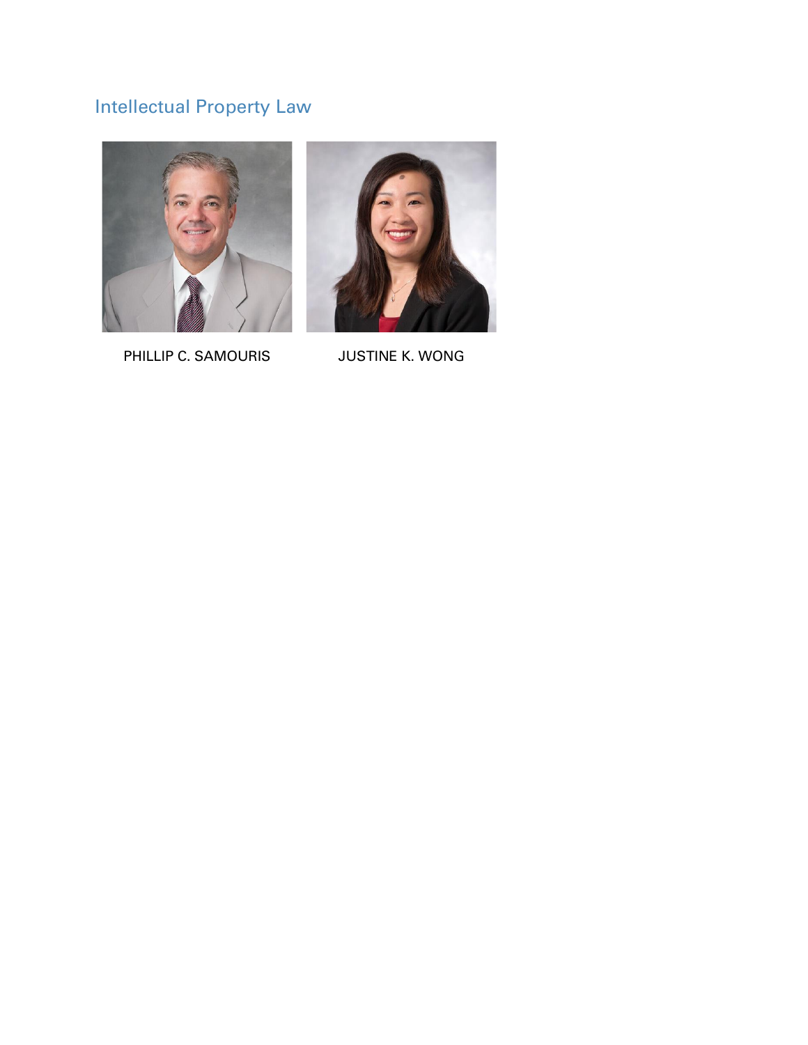## Intellectual Property Law

PHILLIP C. SAMOURIS

JUSTINE K. WONG